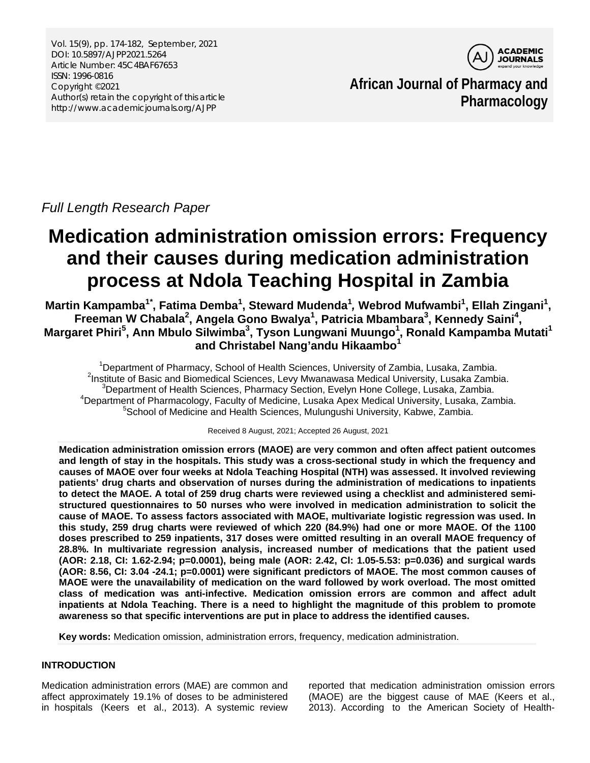Full Length Research Paper

# Medication administration omission errors: Frequency and their causes during medication administration process at Ndola Teaching Hospital in Zambia

**Martin Kampamba[1*], Fatima Demba[1], Steward Mudenda[1], Webrod Mufwambi[1], Ellah Zingani[1], Freeman W Chabala[2], Angela Gono Bwalya[1], Patricia Mbambara[3], Kennedy Saini[4], Margaret Phiri[5], Ann Mbulo Silwimba[3], Tyson Lungwani Muungo[1], Ronald Kampamba Mutati[1] and Christabel Nang'andu Hikaambo[1]**

[1]Department of Pharmacy, School of Health Sciences, University of Zambia, Lusaka, Zambia.
[2]Institute of Basic and Biomedical Sciences, Levy Mwanawasa Medical University, Lusaka Zambia.
[3]Department of Health Sciences, Pharmacy Section, Evelyn Hone College, Lusaka, Zambia.
[4]Department of Pharmacology, Faculty of Medicine, Lusaka Apex Medical University, Lusaka, Zambia.
[5]School of Medicine and Health Sciences, Mulungushi University, Kabwe, Zambia.

Received 8 August, 2021; Accepted 26 August, 2021

**Medication administration omission errors (MAOE) are very common and often affect patient outcomes and length of stay in the hospitals. This study was a cross-sectional study in which the frequency and causes of MAOE over four weeks at Ndola Teaching Hospital (NTH) was assessed. It involved reviewing patients' drug charts and observation of nurses during the administration of medications to inpatients to detect the MAOE. A total of 259 drug charts were reviewed using a checklist and administered semi-structured questionnaires to 50 nurses who were involved in medication administration to solicit the cause of MAOE. To assess factors associated with MAOE, multivariate logistic regression was used. In this study, 259 drug charts were reviewed of which 220 (84.9%) had one or more MAOE. Of the 1100 doses prescribed to 259 inpatients, 317 doses were omitted resulting in an overall MAOE frequency of 28.8%. In multivariate regression analysis, increased number of medications that the patient used (AOR: 2.18, CI: 1.62-2.94; p=0.0001), being male (AOR: 2.42, CI: 1.05-5.53: p=0.036) and surgical wards (AOR: 8.56, CI: 3.04 -24.1; p=0.0001) were significant predictors of MAOE. The most common causes of MAOE were the unavailability of medication on the ward followed by work overload. The most omitted class of medication was anti-infective. Medication omission errors are common and affect adult inpatients at Ndola Teaching. There is a need to highlight the magnitude of this problem to promote awareness so that specific interventions are put in place to address the identified causes.**

**Key words:** Medication omission, administration errors, frequency, medication administration.

## INTRODUCTION

Medication administration errors (MAE) are common and affect approximately 19.1% of doses to be administered in hospitals (Keers et al., 2013). A systemic review reported that medication administration omission errors (MAOE) are the biggest cause of MAE (Keers et al., 2013). According to the American Society of Health-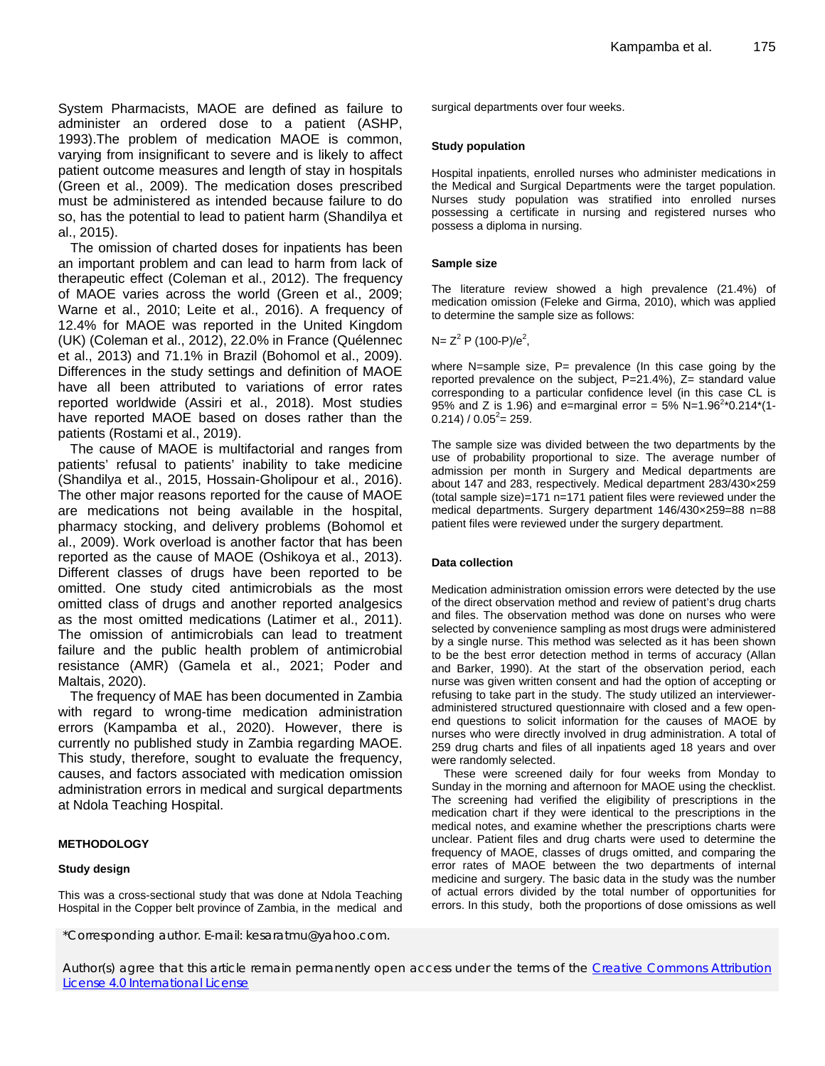System Pharmacists, MAOE are defined as failure to administer an ordered dose to a patient (ASHP, 1993).The problem of medication MAOE is common, varying from insignificant to severe and is likely to affect patient outcome measures and length of stay in hospitals (Green et al., 2009). The medication doses prescribed must be administered as intended because failure to do so, has the potential to lead to patient harm (Shandilya et al., 2015).

The omission of charted doses for inpatients has been an important problem and can lead to harm from lack of therapeutic effect (Coleman et al., 2012). The frequency of MAOE varies across the world (Green et al., 2009; Warne et al., 2010; Leite et al., 2016). A frequency of 12.4% for MAOE was reported in the United Kingdom (UK) (Coleman et al., 2012), 22.0% in France (Quélennec et al., 2013) and 71.1% in Brazil (Bohomol et al., 2009). Differences in the study settings and definition of MAOE have all been attributed to variations of error rates reported worldwide (Assiri et al., 2018). Most studies have reported MAOE based on doses rather than the patients (Rostami et al., 2019).

The cause of MAOE is multifactorial and ranges from patients' refusal to patients' inability to take medicine (Shandilya et al., 2015, Hossain-Gholipour et al., 2016). The other major reasons reported for the cause of MAOE are medications not being available in the hospital, pharmacy stocking, and delivery problems (Bohomol et al., 2009). Work overload is another factor that has been reported as the cause of MAOE (Oshikoya et al., 2013). Different classes of drugs have been reported to be omitted. One study cited antimicrobials as the most omitted class of drugs and another reported analgesics as the most omitted medications (Latimer et al., 2011). The omission of antimicrobials can lead to treatment failure and the public health problem of antimicrobial resistance (AMR) (Gamela et al., 2021; Poder and Maltais, 2020).

The frequency of MAE has been documented in Zambia with regard to wrong-time medication administration errors (Kampamba et al., 2020). However, there is currently no published study in Zambia regarding MAOE. This study, therefore, sought to evaluate the frequency, causes, and factors associated with medication omission administration errors in medical and surgical departments at Ndola Teaching Hospital.

## METHODOLOGY

### Study design

This was a cross-sectional study that was done at Ndola Teaching Hospital in the Copper belt province of Zambia, in the medical and surgical departments over four weeks.

### Study population

Hospital inpatients, enrolled nurses who administer medications in the Medical and Surgical Departments were the target population. Nurses study population was stratified into enrolled nurses possessing a certificate in nursing and registered nurses who possess a diploma in nursing.

### Sample size

The literature review showed a high prevalence (21.4%) of medication omission (Feleke and Girma, 2010), which was applied to determine the sample size as follows:

$N = Z^2 P (100-P)/e^2$,

where N=sample size, P= prevalence (In this case going by the reported prevalence on the subject, P=21.4%), Z= standard value corresponding to a particular confidence level (in this case CL is 95% and Z is 1.96) and e=marginal error = 5% $N=1.96^2*0.214*(1-0.214) / 0.05^2= 259$.

The sample size was divided between the two departments by the use of probability proportional to size. The average number of admission per month in Surgery and Medical departments are about 147 and 283, respectively. Medical department 283/430×259 (total sample size)=171 n=171 patient files were reviewed under the medical departments. Surgery department 146/430×259=88 n=88 patient files were reviewed under the surgery department.

### Data collection

Medication administration omission errors were detected by the use of the direct observation method and review of patient's drug charts and files. The observation method was done on nurses who were selected by convenience sampling as most drugs were administered by a single nurse. This method was selected as it has been shown to be the best error detection method in terms of accuracy (Allan and Barker, 1990). At the start of the observation period, each nurse was given written consent and had the option of accepting or refusing to take part in the study. The study utilized an interviewer-administered structured questionnaire with closed and a few open-end questions to solicit information for the causes of MAOE by nurses who were directly involved in drug administration. A total of 259 drug charts and files of all inpatients aged 18 years and over were randomly selected.

These were screened daily for four weeks from Monday to Sunday in the morning and afternoon for MAOE using the checklist. The screening had verified the eligibility of prescriptions in the medication chart if they were identical to the prescriptions in the medical notes, and examine whether the prescriptions charts were unclear. Patient files and drug charts were used to determine the frequency of MAOE, classes of drugs omitted, and comparing the error rates of MAOE between the two departments of internal medicine and surgery. The basic data in the study was the number of actual errors divided by the total number of opportunities for errors. In this study, both the proportions of dose omissions as well

*Corresponding author. E-mail: kesaratmu@yahoo.com.

Author(s) agree that this article remain permanently open access under the terms of the Creative Commons Attribution License 4.0 International License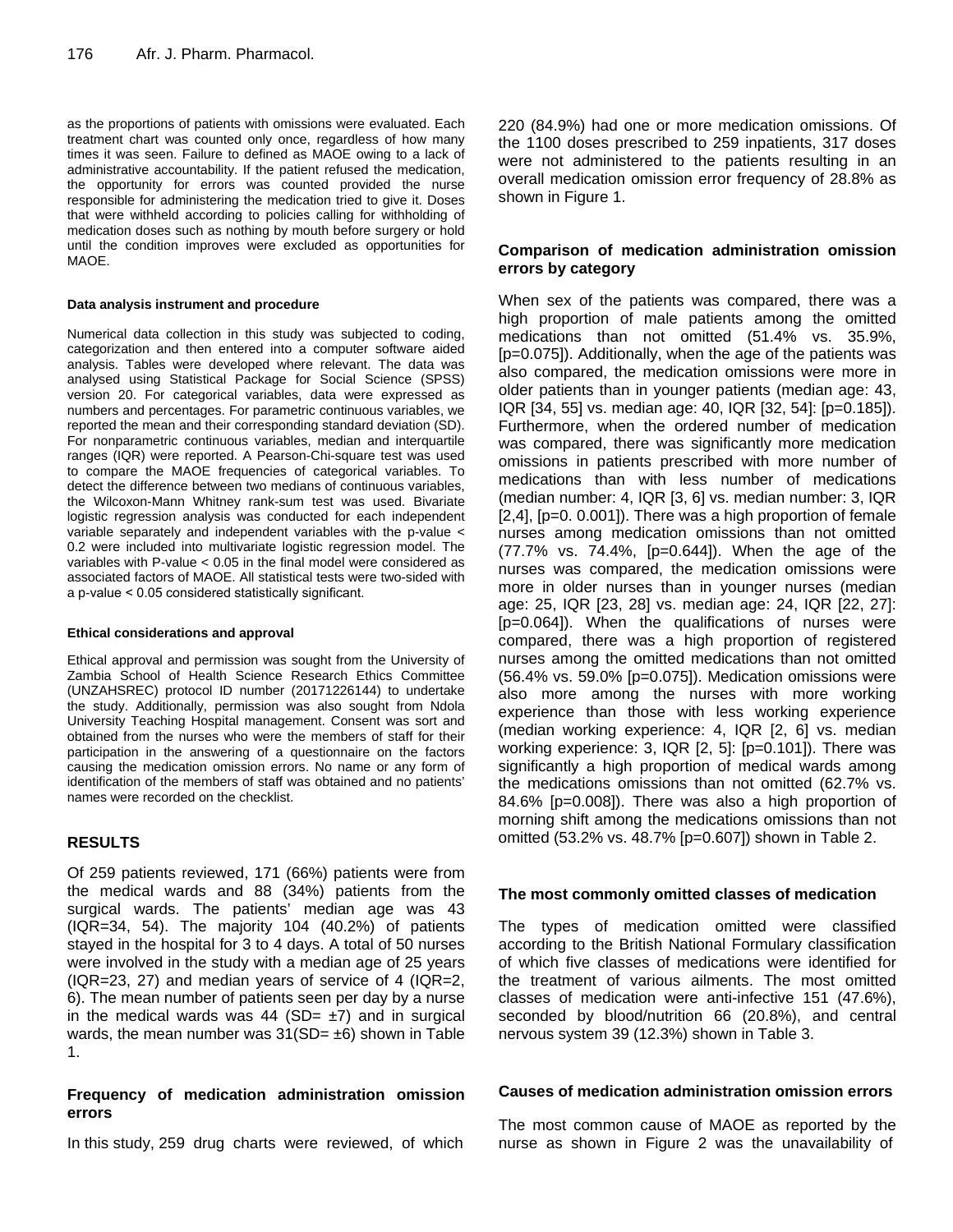as the proportions of patients with omissions were evaluated. Each treatment chart was counted only once, regardless of how many times it was seen. Failure to defined as MAOE owing to a lack of administrative accountability. If the patient refused the medication, the opportunity for errors was counted provided the nurse responsible for administering the medication tried to give it. Doses that were withheld according to policies calling for withholding of medication doses such as nothing by mouth before surgery or hold until the condition improves were excluded as opportunities for MAOE.

#### Data analysis instrument and procedure

Numerical data collection in this study was subjected to coding, categorization and then entered into a computer software aided analysis. Tables were developed where relevant. The data was analysed using Statistical Package for Social Science (SPSS) version 20. For categorical variables, data were expressed as numbers and percentages. For parametric continuous variables, we reported the mean and their corresponding standard deviation (SD). For nonparametric continuous variables, median and interquartile ranges (IQR) were reported. A Pearson-Chi-square test was used to compare the MAOE frequencies of categorical variables. To detect the difference between two medians of continuous variables, the Wilcoxon-Mann Whitney rank-sum test was used. Bivariate logistic regression analysis was conducted for each independent variable separately and independent variables with the p-value < 0.2 were included into multivariate logistic regression model. The variables with P-value < 0.05 in the final model were considered as associated factors of MAOE. All statistical tests were two-sided with a p-value < 0.05 considered statistically significant.

#### Ethical considerations and approval

Ethical approval and permission was sought from the University of Zambia School of Health Science Research Ethics Committee (UNZAHSREC) protocol ID number (20171226144) to undertake the study. Additionally, permission was also sought from Ndola University Teaching Hospital management. Consent was sort and obtained from the nurses who were the members of staff for their participation in the answering of a questionnaire on the factors causing the medication omission errors. No name or any form of identification of the members of staff was obtained and no patients' names were recorded on the checklist.

## RESULTS

Of 259 patients reviewed, 171 (66%) patients were from the medical wards and 88 (34%) patients from the surgical wards. The patients' median age was 43 (IQR=34, 54). The majority 104 (40.2%) of patients stayed in the hospital for 3 to 4 days. A total of 50 nurses were involved in the study with a median age of 25 years (IQR=23, 27) and median years of service of 4 (IQR=2, 6). The mean number of patients seen per day by a nurse in the medical wards was 44 (SD= ±7) and in surgical wards, the mean number was 31(SD= ±6) shown in Table 1.

### Frequency of medication administration omission errors

In this study, 259 drug charts were reviewed, of which 220 (84.9%) had one or more medication omissions. Of the 1100 doses prescribed to 259 inpatients, 317 doses were not administered to the patients resulting in an overall medication omission error frequency of 28.8% as shown in Figure 1.

### Comparison of medication administration omission errors by category

When sex of the patients was compared, there was a high proportion of male patients among the omitted medications than not omitted (51.4% vs. 35.9%, [p=0.075]). Additionally, when the age of the patients was also compared, the medication omissions were more in older patients than in younger patients (median age: 43, IQR [34, 55] vs. median age: 40, IQR [32, 54]: [p=0.185]). Furthermore, when the ordered number of medication was compared, there was significantly more medication omissions in patients prescribed with more number of medications than with less number of medications (median number: 4, IQR [3, 6] vs. median number: 3, IQR [2,4], [p=0. 0.001]). There was a high proportion of female nurses among medication omissions than not omitted (77.7% vs. 74.4%, [p=0.644]). When the age of the nurses was compared, the medication omissions were more in older nurses than in younger nurses (median age: 25, IQR [23, 28] vs. median age: 24, IQR [22, 27]: [p=0.064]). When the qualifications of nurses were compared, there was a high proportion of registered nurses among the omitted medications than not omitted (56.4% vs. 59.0% [p=0.075]). Medication omissions were also more among the nurses with more working experience than those with less working experience (median working experience: 4, IQR [2, 6] vs. median working experience: 3, IQR [2, 5]: [p=0.101]). There was significantly a high proportion of medical wards among the medications omissions than not omitted (62.7% vs. 84.6% [p=0.008]). There was also a high proportion of morning shift among the medications omissions than not omitted (53.2% vs. 48.7% [p=0.607]) shown in Table 2.

### The most commonly omitted classes of medication

The types of medication omitted were classified according to the British National Formulary classification of which five classes of medications were identified for the treatment of various ailments. The most omitted classes of medication were anti-infective 151 (47.6%), seconded by blood/nutrition 66 (20.8%), and central nervous system 39 (12.3%) shown in Table 3.

### Causes of medication administration omission errors

The most common cause of MAOE as reported by the nurse as shown in Figure 2 was the unavailability of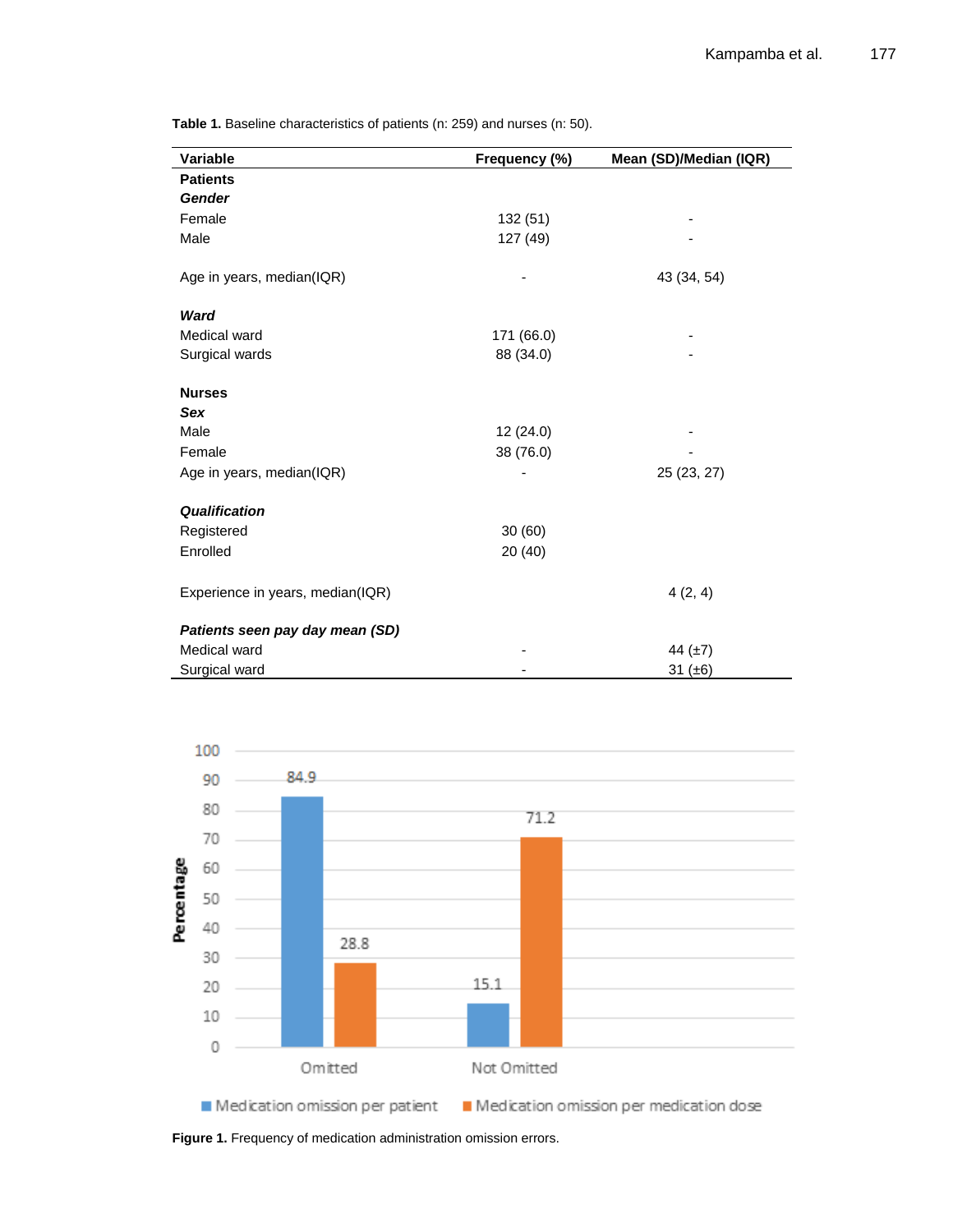**Table 1.** Baseline characteristics of patients (n: 259) and nurses (n: 50).

| Variable | Frequency (%) | Mean (SD)/Median (IQR) |
|---|---|---|
| **Patients** | | |
| ***Gender*** | | |
| Female | 132 (51) | - |
| Male | 127 (49) | - |
| Age in years, median(IQR) | - | 43 (34, 54) |
| ***Ward*** | | |
| Medical ward | 171 (66.0) | - |
| Surgical wards | 88 (34.0) | - |
| **Nurses** | | |
| ***Sex*** | | |
| Male | 12 (24.0) | - |
| Female | 38 (76.0) | - |
| Age in years, median(IQR) | - | 25 (23, 27) |
| ***Qualification*** | | |
| Registered | 30 (60) | |
| Enrolled | 20 (40) | |
| Experience in years, median(IQR) | | 4 (2, 4) |
| ***Patients seen pay day mean (SD)*** | | |
| Medical ward | - | 44 (±7) |
| Surgical ward | - | 31 (±6) |

**Figure 1.** Frequency of medication administration omission errors.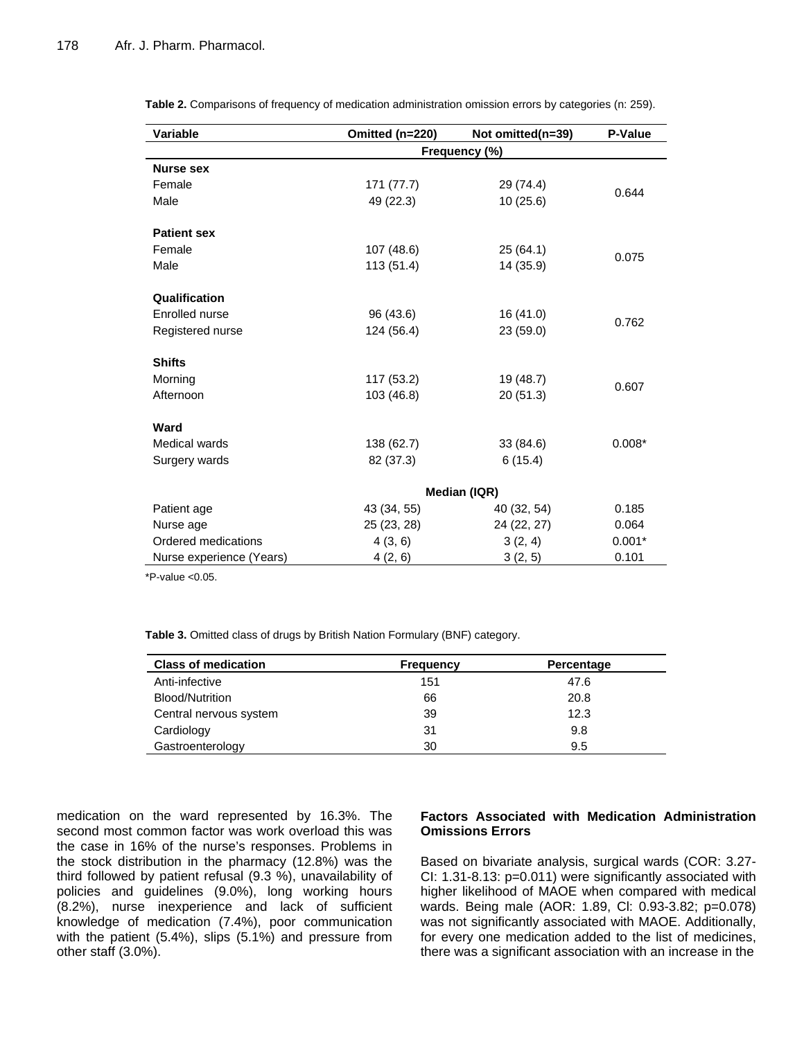**Table 2.** Comparisons of frequency of medication administration omission errors by categories (n: 259).

| Variable | Omitted (n=220) | Not omitted(n=39) | P-Value |
|---|---|---|---|
| | Frequency (%) | | |
| **Nurse sex** | | | |
| Female | 171 (77.7) | 29 (74.4) | 0.644 |
| Male | 49 (22.3) | 10 (25.6) | |
| **Patient sex** | | | |
| Female | 107 (48.6) | 25 (64.1) | 0.075 |
| Male | 113 (51.4) | 14 (35.9) | |
| **Qualification** | | | |
| Enrolled nurse | 96 (43.6) | 16 (41.0) | 0.762 |
| Registered nurse | 124 (56.4) | 23 (59.0) | |
| **Shifts** | | | |
| Morning | 117 (53.2) | 19 (48.7) | 0.607 |
| Afternoon | 103 (46.8) | 20 (51.3) | |
| **Ward** | | | |
| Medical wards | 138 (62.7) | 33 (84.6) | 0.008* |
| Surgery wards | 82 (37.3) | 6 (15.4) | |
| | Median (IQR) | | |
| Patient age | 43 (34, 55) | 40 (32, 54) | 0.185 |
| Nurse age | 25 (23, 28) | 24 (22, 27) | 0.064 |
| Ordered medications | 4 (3, 6) | 3 (2, 4) | 0.001* |
| Nurse experience (Years) | 4 (2, 6) | 3 (2, 5) | 0.101 |

*P-value <0.05.

**Table 3.** Omitted class of drugs by British Nation Formulary (BNF) category.

| Class of medication | Frequency | Percentage |
|---|---|---|
| Anti-infective | 151 | 47.6 |
| Blood/Nutrition | 66 | 20.8 |
| Central nervous system | 39 | 12.3 |
| Cardiology | 31 | 9.8 |
| Gastroenterology | 30 | 9.5 |

medication on the ward represented by 16.3%. The second most common factor was work overload this was the case in 16% of the nurse's responses. Problems in the stock distribution in the pharmacy (12.8%) was the third followed by patient refusal (9.3 %), unavailability of policies and guidelines (9.0%), long working hours (8.2%), nurse inexperience and lack of sufficient knowledge of medication (7.4%), poor communication with the patient (5.4%), slips (5.1%) and pressure from other staff (3.0%).

### Factors Associated with Medication Administration Omissions Errors

Based on bivariate analysis, surgical wards (COR: 3.27-CI: 1.31-8.13: p=0.011) were significantly associated with higher likelihood of MAOE when compared with medical wards. Being male (AOR: 1.89, Cl: 0.93-3.82; p=0.078) was not significantly associated with MAOE. Additionally, for every one medication added to the list of medicines, there was a significant association with an increase in the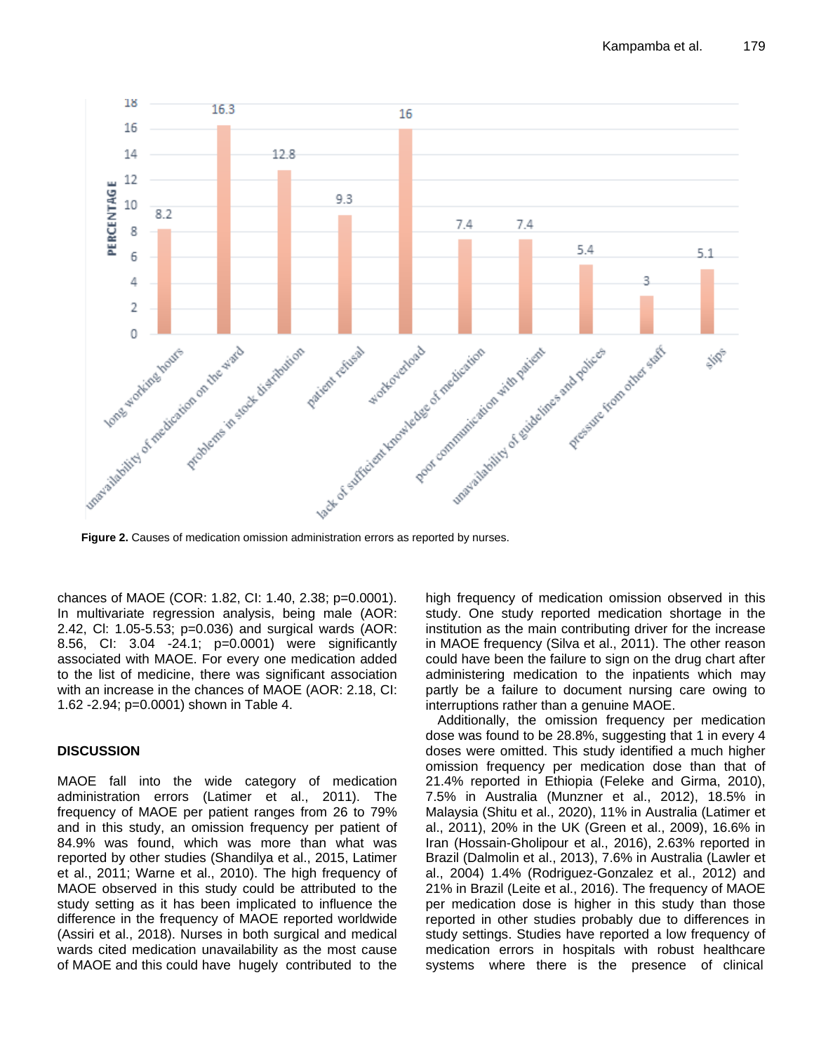Figure 2. Causes of medication omission administration errors as reported by nurses.

chances of MAOE (COR: 1.82, CI: 1.40, 2.38; p=0.0001). In multivariate regression analysis, being male (AOR: 2.42, CI: 1.05-5.53; p=0.036) and surgical wards (AOR: 8.56, CI: 3.04 -24.1; p=0.0001) were significantly associated with MAOE. For every one medication added to the list of medicine, there was significant association with an increase in the chances of MAOE (AOR: 2.18, CI: 1.62 -2.94; p=0.0001) shown in Table 4.

## DISCUSSION

MAOE fall into the wide category of medication administration errors (Latimer et al., 2011). The frequency of MAOE per patient ranges from 26 to 79% and in this study, an omission frequency per patient of 84.9% was found, which was more than what was reported by other studies (Shandilya et al., 2015, Latimer et al., 2011; Warne et al., 2010). The high frequency of MAOE observed in this study could be attributed to the study setting as it has been implicated to influence the difference in the frequency of MAOE reported worldwide (Assiri et al., 2018). Nurses in both surgical and medical wards cited medication unavailability as the most cause of MAOE and this could have hugely contributed to the high frequency of medication omission observed in this study. One study reported medication shortage in the institution as the main contributing driver for the increase in MAOE frequency (Silva et al., 2011). The other reason could have been the failure to sign on the drug chart after administering medication to the inpatients which may partly be a failure to document nursing care owing to interruptions rather than a genuine MAOE.

Additionally, the omission frequency per medication dose was found to be 28.8%, suggesting that 1 in every 4 doses were omitted. This study identified a much higher omission frequency per medication dose than that of 21.4% reported in Ethiopia (Feleke and Girma, 2010), 7.5% in Australia (Munzner et al., 2012), 18.5% in Malaysia (Shitu et al., 2020), 11% in Australia (Latimer et al., 2011), 20% in the UK (Green et al., 2009), 16.6% in Iran (Hossain-Gholipour et al., 2016), 2.63% reported in Brazil (Dalmolin et al., 2013), 7.6% in Australia (Lawler et al., 2004) 1.4% (Rodriguez-Gonzalez et al., 2012) and 21% in Brazil (Leite et al., 2016). The frequency of MAOE per medication dose is higher in this study than those reported in other studies probably due to differences in study settings. Studies have reported a low frequency of medication errors in hospitals with robust healthcare systems where there is the presence of clinical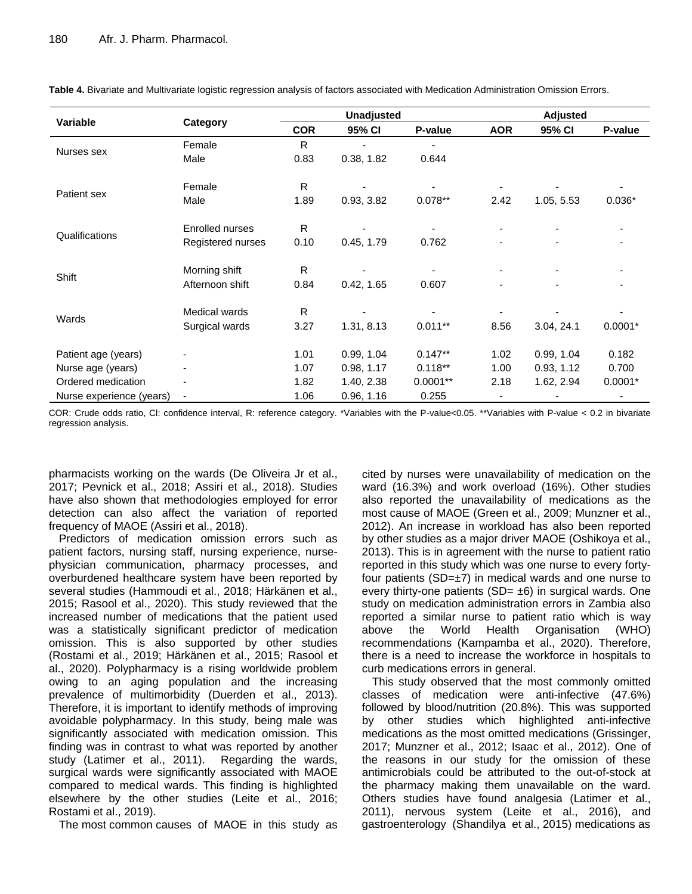**Table 4.** Bivariate and Multivariate logistic regression analysis of factors associated with Medication Administration Omission Errors.

| Variable | Category | Unadjusted | | | Adjusted | | |
|---|---|---|---|---|---|---|---|
| | | COR | 95% CI | P-value | AOR | 95% CI | P-value |
| Nurses sex | Female | R | - | - | | | |
| | Male | 0.83 | 0.38, 1.82 | 0.644 | | | |
| Patient sex | Female | R | - | - | - | - | - |
| | Male | 1.89 | 0.93, 3.82 | 0.078** | 2.42 | 1.05, 5.53 | 0.036* |
| Qualifications | Enrolled nurses | R | - | - | - | - | - |
| | Registered nurses | 0.10 | 0.45, 1.79 | 0.762 | - | - | - |
| Shift | Morning shift | R | - | - | - | - | - |
| | Afternoon shift | 0.84 | 0.42, 1.65 | 0.607 | - | - | - |
| Wards | Medical wards | R | - | - | - | - | - |
| | Surgical wards | 3.27 | 1.31, 8.13 | 0.011** | 8.56 | 3.04, 24.1 | 0.0001* |
| Patient age (years) | - | 1.01 | 0.99, 1.04 | 0.147** | 1.02 | 0.99, 1.04 | 0.182 |
| Nurse age (years) | - | 1.07 | 0.98, 1.17 | 0.118** | 1.00 | 0.93, 1.12 | 0.700 |
| Ordered medication | - | 1.82 | 1.40, 2.38 | 0.0001** | 2.18 | 1.62, 2.94 | 0.0001* |
| Nurse experience (years) | - | 1.06 | 0.96, 1.16 | 0.255 | - | - | - |

COR: Crude odds ratio, CI: confidence interval, R: reference category. *Variables with the P-value<0.05. **Variables with P-value < 0.2 in bivariate regression analysis.

pharmacists working on the wards (De Oliveira Jr et al., 2017; Pevnick et al., 2018; Assiri et al., 2018). Studies have also shown that methodologies employed for error detection can also affect the variation of reported frequency of MAOE (Assiri et al., 2018).

Predictors of medication omission errors such as patient factors, nursing staff, nursing experience, nurse-physician communication, pharmacy processes, and overburdened healthcare system have been reported by several studies (Hammoudi et al., 2018; Härkänen et al., 2015; Rasool et al., 2020). This study reviewed that the increased number of medications that the patient used was a statistically significant predictor of medication omission. This is also supported by other studies (Rostami et al., 2019; Härkänen et al., 2015; Rasool et al., 2020). Polypharmacy is a rising worldwide problem owing to an aging population and the increasing prevalence of multimorbidity (Duerden et al., 2013). Therefore, it is important to identify methods of improving avoidable polypharmacy. In this study, being male was significantly associated with medication omission. This finding was in contrast to what was reported by another study (Latimer et al., 2011). Regarding the wards, surgical wards were significantly associated with MAOE compared to medical wards. This finding is highlighted elsewhere by the other studies (Leite et al., 2016; Rostami et al., 2019).

The most common causes of MAOE in this study as cited by nurses were unavailability of medication on the ward (16.3%) and work overload (16%). Other studies also reported the unavailability of medications as the most cause of MAOE (Green et al., 2009; Munzner et al., 2012). An increase in workload has also been reported by other studies as a major driver MAOE (Oshikoya et al., 2013). This is in agreement with the nurse to patient ratio reported in this study which was one nurse to every forty-four patients (SD=±7) in medical wards and one nurse to every thirty-one patients (SD= ±6) in surgical wards. One study on medication administration errors in Zambia also reported a similar nurse to patient ratio which is way above the World Health Organisation (WHO) recommendations (Kampamba et al., 2020). Therefore, there is a need to increase the workforce in hospitals to curb medications errors in general.

This study observed that the most commonly omitted classes of medication were anti-infective (47.6%) followed by blood/nutrition (20.8%). This was supported by other studies which highlighted anti-infective medications as the most omitted medications (Grissinger, 2017; Munzner et al., 2012; Isaac et al., 2012). One of the reasons in our study for the omission of these antimicrobials could be attributed to the out-of-stock at the pharmacy making them unavailable on the ward. Others studies have found analgesia (Latimer et al., 2011), nervous system (Leite et al., 2016), and gastroenterology (Shandilya et al., 2015) medications as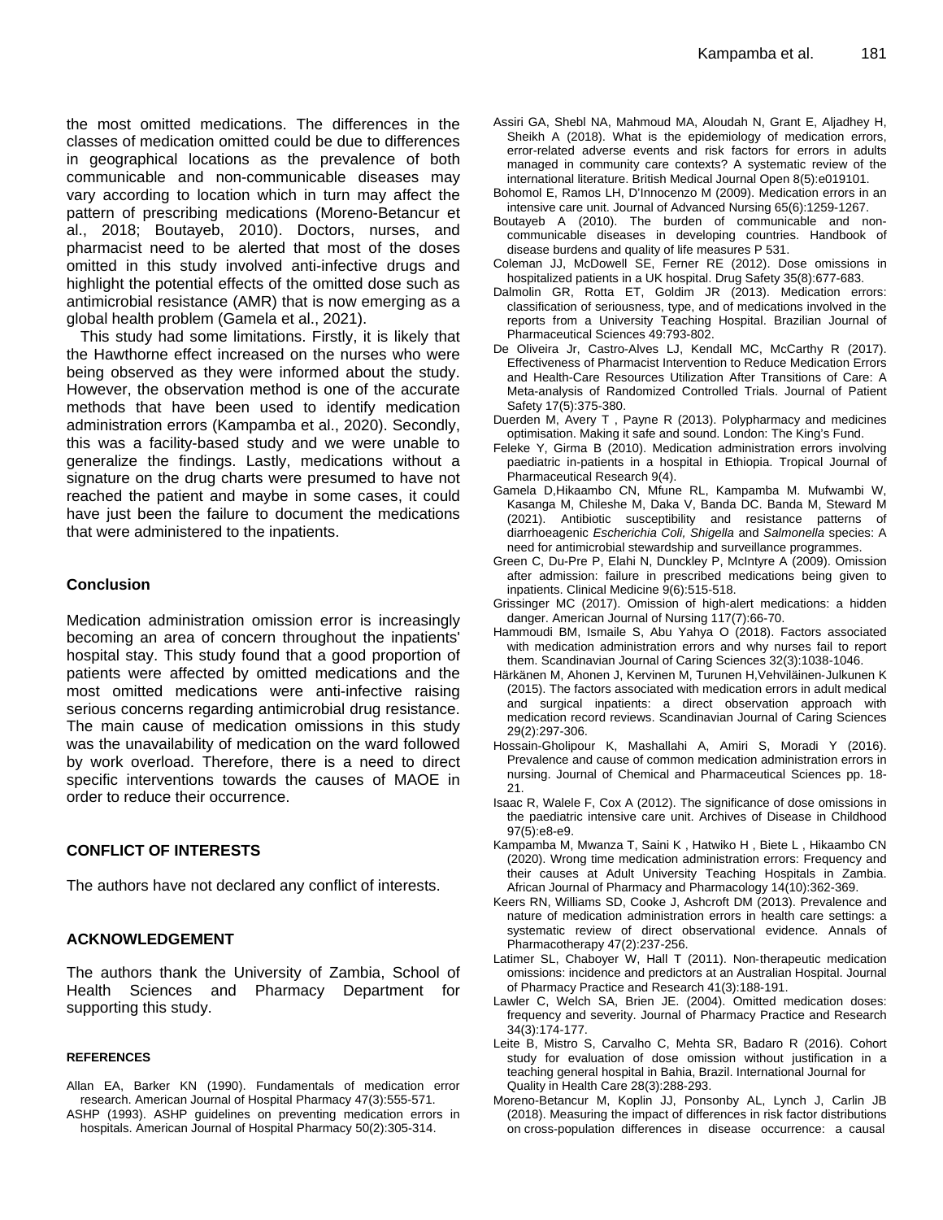the most omitted medications. The differences in the classes of medication omitted could be due to differences in geographical locations as the prevalence of both communicable and non-communicable diseases may vary according to location which in turn may affect the pattern of prescribing medications (Moreno-Betancur et al., 2018; Boutayeb, 2010). Doctors, nurses, and pharmacist need to be alerted that most of the doses omitted in this study involved anti-infective drugs and highlight the potential effects of the omitted dose such as antimicrobial resistance (AMR) that is now emerging as a global health problem (Gamela et al., 2021).

This study had some limitations. Firstly, it is likely that the Hawthorne effect increased on the nurses who were being observed as they were informed about the study. However, the observation method is one of the accurate methods that have been used to identify medication administration errors (Kampamba et al., 2020). Secondly, this was a facility-based study and we were unable to generalize the findings. Lastly, medications without a signature on the drug charts were presumed to have not reached the patient and maybe in some cases, it could have just been the failure to document the medications that were administered to the inpatients.

## Conclusion

Medication administration omission error is increasingly becoming an area of concern throughout the inpatients' hospital stay. This study found that a good proportion of patients were affected by omitted medications and the most omitted medications were anti-infective raising serious concerns regarding antimicrobial drug resistance. The main cause of medication omissions in this study was the unavailability of medication on the ward followed by work overload. Therefore, there is a need to direct specific interventions towards the causes of MAOE in order to reduce their occurrence.

## CONFLICT OF INTERESTS

The authors have not declared any conflict of interests.

## ACKNOWLEDGEMENT

The authors thank the University of Zambia, School of Health Sciences and Pharmacy Department for supporting this study.

## REFERENCES

Allan EA, Barker KN (1990). Fundamentals of medication error research. American Journal of Hospital Pharmacy 47(3):555-571.

ASHP (1993). ASHP guidelines on preventing medication errors in hospitals. American Journal of Hospital Pharmacy 50(2):305-314.

Assiri GA, Shebl NA, Mahmoud MA, Aloudah N, Grant E, Aljadhey H, Sheikh A (2018). What is the epidemiology of medication errors, error-related adverse events and risk factors for errors in adults managed in community care contexts? A systematic review of the international literature. British Medical Journal Open 8(5):e019101.

Bohomol E, Ramos LH, D'Innocenzo M (2009). Medication errors in an intensive care unit. Journal of Advanced Nursing 65(6):1259-1267.

Boutayeb A (2010). The burden of communicable and non-communicable diseases in developing countries. Handbook of disease burdens and quality of life measures P 531.

Coleman JJ, McDowell SE, Ferner RE (2012). Dose omissions in hospitalized patients in a UK hospital. Drug Safety 35(8):677-683.

Dalmolin GR, Rotta ET, Goldim JR (2013). Medication errors: classification of seriousness, type, and of medications involved in the reports from a University Teaching Hospital. Brazilian Journal of Pharmaceutical Sciences 49:793-802.

De Oliveira Jr, Castro-Alves LJ, Kendall MC, McCarthy R (2017). Effectiveness of Pharmacist Intervention to Reduce Medication Errors and Health-Care Resources Utilization After Transitions of Care: A Meta-analysis of Randomized Controlled Trials. Journal of Patient Safety 17(5):375-380.

Duerden M, Avery T , Payne R (2013). Polypharmacy and medicines optimisation. Making it safe and sound. London: The King's Fund.

Feleke Y, Girma B (2010). Medication administration errors involving paediatric in-patients in a hospital in Ethiopia. Tropical Journal of Pharmaceutical Research 9(4).

Gamela D,Hikaambo CN, Mfune RL, Kampamba M. Mufwambi W, Kasanga M, Chileshe M, Daka V, Banda DC. Banda M, Steward M (2021). Antibiotic susceptibility and resistance patterns of diarrhoeagenic *Escherichia Coli, Shigella* and *Salmonella* species: A need for antimicrobial stewardship and surveillance programmes.

Green C, Du-Pre P, Elahi N, Dunckley P, McIntyre A (2009). Omission after admission: failure in prescribed medications being given to inpatients. Clinical Medicine 9(6):515-518.

Grissinger MC (2017). Omission of high-alert medications: a hidden danger. American Journal of Nursing 117(7):66-70.

Hammoudi BM, Ismaile S, Abu Yahya O (2018). Factors associated with medication administration errors and why nurses fail to report them. Scandinavian Journal of Caring Sciences 32(3):1038-1046.

Härkänen M, Ahonen J, Kervinen M, Turunen H,Vehviläinen-Julkunen K (2015). The factors associated with medication errors in adult medical and surgical inpatients: a direct observation approach with medication record reviews. Scandinavian Journal of Caring Sciences 29(2):297-306.

Hossain-Gholipour K, Mashallahi A, Amiri S, Moradi Y (2016). Prevalence and cause of common medication administration errors in nursing. Journal of Chemical and Pharmaceutical Sciences pp. 18-21.

Isaac R, Walele F, Cox A (2012). The significance of dose omissions in the paediatric intensive care unit. Archives of Disease in Childhood 97(5):e8-e9.

Kampamba M, Mwanza T, Saini K , Hatwiko H , Biete L , Hikaambo CN (2020). Wrong time medication administration errors: Frequency and their causes at Adult University Teaching Hospitals in Zambia. African Journal of Pharmacy and Pharmacology 14(10):362-369.

Keers RN, Williams SD, Cooke J, Ashcroft DM (2013). Prevalence and nature of medication administration errors in health care settings: a systematic review of direct observational evidence. Annals of Pharmacotherapy 47(2):237-256.

Latimer SL, Chaboyer W, Hall T (2011). Non-therapeutic medication omissions: incidence and predictors at an Australian Hospital. Journal of Pharmacy Practice and Research 41(3):188-191.

Lawler C, Welch SA, Brien JE. (2004). Omitted medication doses: frequency and severity. Journal of Pharmacy Practice and Research 34(3):174-177.

Leite B, Mistro S, Carvalho C, Mehta SR, Badaro R (2016). Cohort study for evaluation of dose omission without justification in a teaching general hospital in Bahia, Brazil. International Journal for Quality in Health Care 28(3):288-293.

Moreno-Betancur M, Koplin JJ, Ponsonby AL, Lynch J, Carlin JB (2018). Measuring the impact of differences in risk factor distributions on cross-population differences in disease occurrence: a causal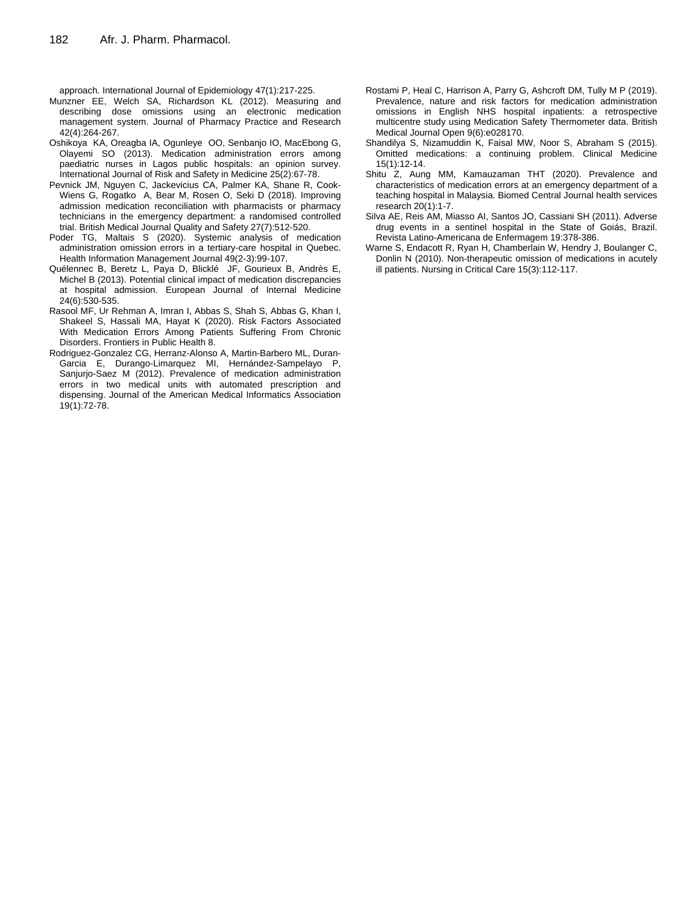approach. International Journal of Epidemiology 47(1):217-225.

Munzner EE, Welch SA, Richardson KL (2012). Measuring and describing dose omissions using an electronic medication management system. Journal of Pharmacy Practice and Research 42(4):264-267.

Oshikoya KA, Oreagba IA, Ogunleye OO, Senbanjo IO, MacEbong G, Olayemi SO (2013). Medication administration errors among paediatric nurses in Lagos public hospitals: an opinion survey. International Journal of Risk and Safety in Medicine 25(2):67-78.

Pevnick JM, Nguyen C, Jackevicius CA, Palmer KA, Shane R, Cook-Wiens G, Rogatko A, Bear M, Rosen O, Seki D (2018). Improving admission medication reconciliation with pharmacists or pharmacy technicians in the emergency department: a randomised controlled trial. British Medical Journal Quality and Safety 27(7):512-520.

Poder TG, Maltais S (2020). Systemic analysis of medication administration omission errors in a tertiary-care hospital in Quebec. Health Information Management Journal 49(2-3):99-107.

Quélennec B, Beretz L, Paya D, Blicklé JF, Gourieux B, Andrès E, Michel B (2013). Potential clinical impact of medication discrepancies at hospital admission. European Journal of Internal Medicine 24(6):530-535.

Rasool MF, Ur Rehman A, Imran I, Abbas S, Shah S, Abbas G, Khan I, Shakeel S, Hassali MA, Hayat K (2020). Risk Factors Associated With Medication Errors Among Patients Suffering From Chronic Disorders. Frontiers in Public Health 8.

Rodriguez-Gonzalez CG, Herranz-Alonso A, Martin-Barbero ML, Duran-Garcia E, Durango-Limarquez MI, Hernández-Sampelayo P, Sanjurjo-Saez M (2012). Prevalence of medication administration errors in two medical units with automated prescription and dispensing. Journal of the American Medical Informatics Association 19(1):72-78.

Rostami P, Heal C, Harrison A, Parry G, Ashcroft DM, Tully M P (2019). Prevalence, nature and risk factors for medication administration omissions in English NHS hospital inpatients: a retrospective multicentre study using Medication Safety Thermometer data. British Medical Journal Open 9(6):e028170.

Shandilya S, Nizamuddin K, Faisal MW, Noor S, Abraham S (2015). Omitted medications: a continuing problem. Clinical Medicine 15(1):12-14.

Shitu Z, Aung MM, Kamauzaman THT (2020). Prevalence and characteristics of medication errors at an emergency department of a teaching hospital in Malaysia. Biomed Central Journal health services research 20(1):1-7.

Silva AE, Reis AM, Miasso AI, Santos JO, Cassiani SH (2011). Adverse drug events in a sentinel hospital in the State of Goiás, Brazil. Revista Latino-Americana de Enfermagem 19:378-386.

Warne S, Endacott R, Ryan H, Chamberlain W, Hendry J, Boulanger C, Donlin N (2010). Non-therapeutic omission of medications in acutely ill patients. Nursing in Critical Care 15(3):112-117.